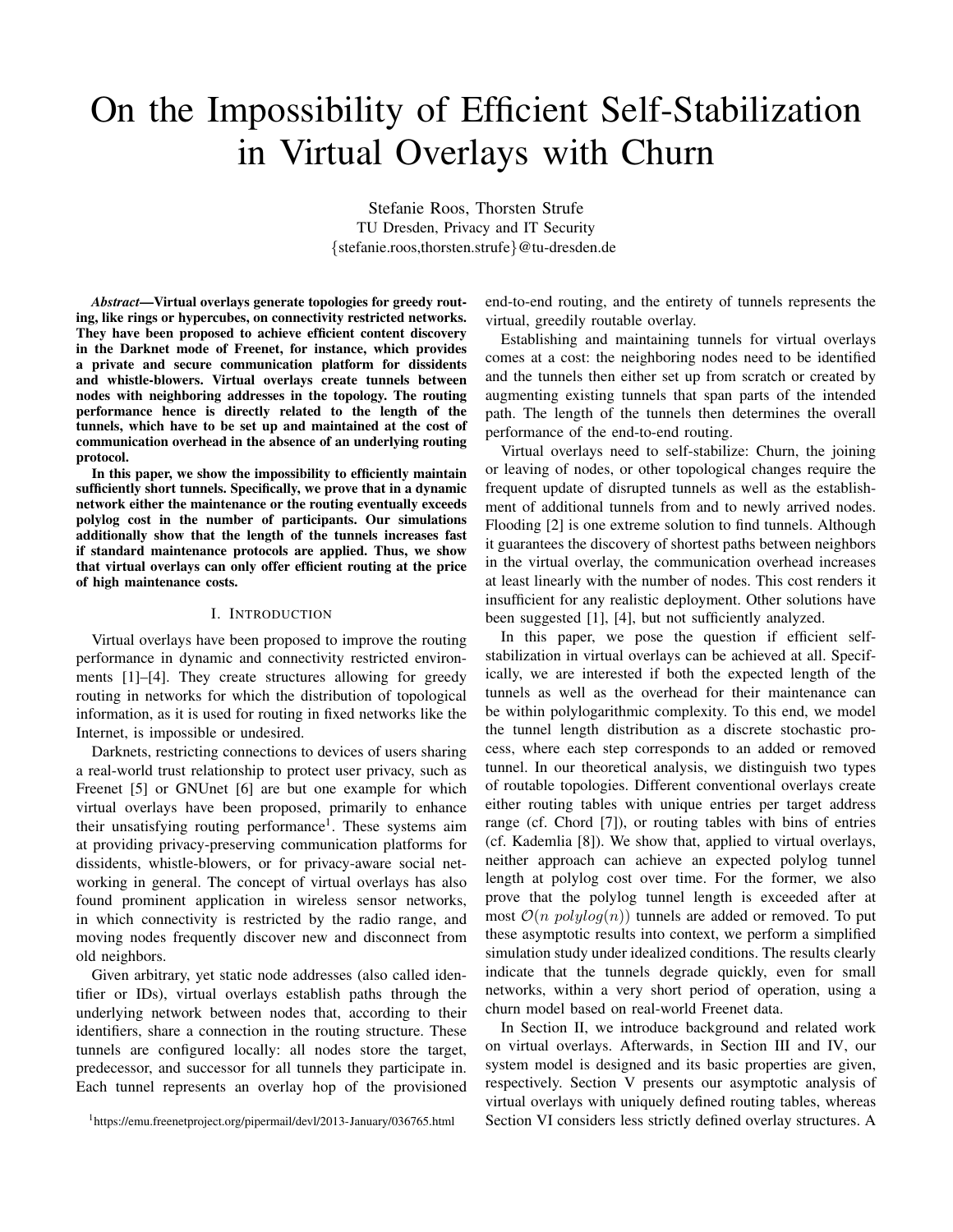# On the Impossibility of Efficient Self-Stabilization in Virtual Overlays with Churn

Stefanie Roos, Thorsten Strufe
TU Dresden, Privacy and IT Security
{stefanie.roos,thorsten.strufe}@tu-dresden.de

***Abstract*—Virtual overlays generate topologies for greedy routing, like rings or hypercubes, on connectivity restricted networks. They have been proposed to achieve efficient content discovery in the Darknet mode of Freenet, for instance, which provides a private and secure communication platform for dissidents and whistle-blowers. Virtual overlays create tunnels between nodes with neighboring addresses in the topology. The routing performance hence is directly related to the length of the tunnels, which have to be set up and maintained at the cost of communication overhead in the absence of an underlying routing protocol.**

**In this paper, we show the impossibility to efficiently maintain sufficiently short tunnels. Specifically, we prove that in a dynamic network either the maintenance or the routing eventually exceeds polylog cost in the number of participants. Our simulations additionally show that the length of the tunnels increases fast if standard maintenance protocols are applied. Thus, we show that virtual overlays can only offer efficient routing at the price of high maintenance costs.**

## I. Introduction

Virtual overlays have been proposed to improve the routing performance in dynamic and connectivity restricted environments [1]–[4]. They create structures allowing for greedy routing in networks for which the distribution of topological information, as it is used for routing in fixed networks like the Internet, is impossible or undesired.

Darknets, restricting connections to devices of users sharing a real-world trust relationship to protect user privacy, such as Freenet [5] or GNUnet [6] are but one example for which virtual overlays have been proposed, primarily to enhance their unsatisfying routing performance[1]. These systems aim at providing privacy-preserving communication platforms for dissidents, whistle-blowers, or for privacy-aware social networking in general. The concept of virtual overlays has also found prominent application in wireless sensor networks, in which connectivity is restricted by the radio range, and moving nodes frequently discover new and disconnect from old neighbors.

Given arbitrary, yet static node addresses (also called identifier or IDs), virtual overlays establish paths through the underlying network between nodes that, according to their identifiers, share a connection in the routing structure. These tunnels are configured locally: all nodes store the target, predecessor, and successor for all tunnels they participate in. Each tunnel represents an overlay hop of the provisioned end-to-end routing, and the entirety of tunnels represents the virtual, greedily routable overlay.

Establishing and maintaining tunnels for virtual overlays comes at a cost: the neighboring nodes need to be identified and the tunnels then either set up from scratch or created by augmenting existing tunnels that span parts of the intended path. The length of the tunnels then determines the overall performance of the end-to-end routing.

Virtual overlays need to self-stabilize: Churn, the joining or leaving of nodes, or other topological changes require the frequent update of disrupted tunnels as well as the establishment of additional tunnels from and to newly arrived nodes. Flooding [2] is one extreme solution to find tunnels. Although it guarantees the discovery of shortest paths between neighbors in the virtual overlay, the communication overhead increases at least linearly with the number of nodes. This cost renders it insufficient for any realistic deployment. Other solutions have been suggested [1], [4], but not sufficiently analyzed.

In this paper, we pose the question if efficient self-stabilization in virtual overlays can be achieved at all. Specifically, we are interested if both the expected length of the tunnels as well as the overhead for their maintenance can be within polylogarithmic complexity. To this end, we model the tunnel length distribution as a discrete stochastic process, where each step corresponds to an added or removed tunnel. In our theoretical analysis, we distinguish two types of routable topologies. Different conventional overlays create either routing tables with unique entries per target address range (cf. Chord [7]), or routing tables with bins of entries (cf. Kademlia [8]). We show that, applied to virtual overlays, neither approach can achieve an expected polylog tunnel length at polylog cost over time. For the former, we also prove that the polylog tunnel length is exceeded after at most $\mathcal{O}(n \; polylog(n))$ tunnels are added or removed. To put these asymptotic results into context, we perform a simplified simulation study under idealized conditions. The results clearly indicate that the tunnels degrade quickly, even for small networks, within a very short period of operation, using a churn model based on real-world Freenet data.

In Section II, we introduce background and related work on virtual overlays. Afterwards, in Section III and IV, our system model is designed and its basic properties are given, respectively. Section V presents our asymptotic analysis of virtual overlays with uniquely defined routing tables, whereas Section VI considers less strictly defined overlay structures. A

[1] https://emu.freenetproject.org/pipermail/devl/2013-January/036765.html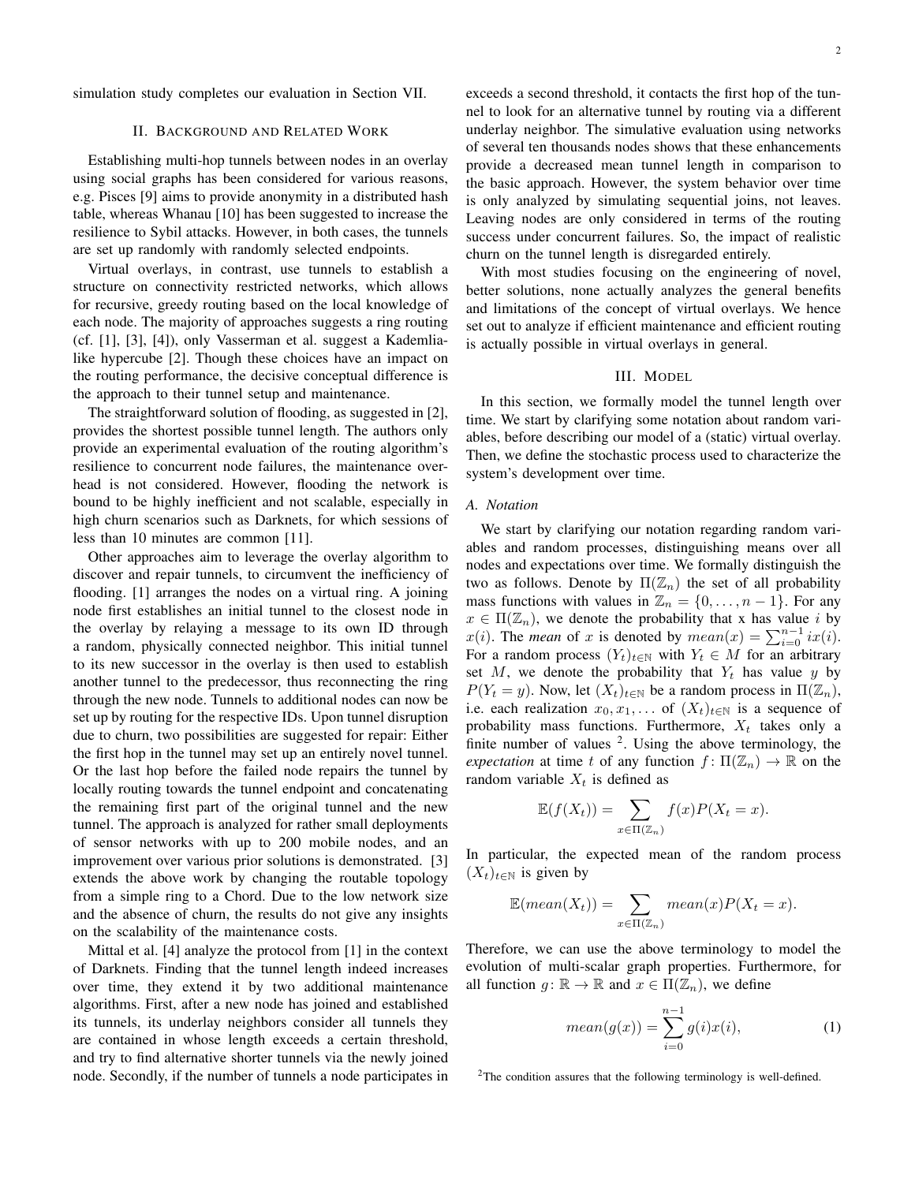simulation study completes our evaluation in Section VII.

## II. Background and Related Work

Establishing multi-hop tunnels between nodes in an overlay using social graphs has been considered for various reasons, e.g. Pisces [9] aims to provide anonymity in a distributed hash table, whereas Whanau [10] has been suggested to increase the resilience to Sybil attacks. However, in both cases, the tunnels are set up randomly with randomly selected endpoints.

Virtual overlays, in contrast, use tunnels to establish a structure on connectivity restricted networks, which allows for recursive, greedy routing based on the local knowledge of each node. The majority of approaches suggests a ring routing (cf. [1], [3], [4]), only Vasserman et al. suggest a Kademlia-like hypercube [2]. Though these choices have an impact on the routing performance, the decisive conceptual difference is the approach to their tunnel setup and maintenance.

The straightforward solution of flooding, as suggested in [2], provides the shortest possible tunnel length. The authors only provide an experimental evaluation of the routing algorithm's resilience to concurrent node failures, the maintenance overhead is not considered. However, flooding the network is bound to be highly inefficient and not scalable, especially in high churn scenarios such as Darknets, for which sessions of less than 10 minutes are common [11].

Other approaches aim to leverage the overlay algorithm to discover and repair tunnels, to circumvent the inefficiency of flooding. [1] arranges the nodes on a virtual ring. A joining node first establishes an initial tunnel to the closest node in the overlay by relaying a message to its own ID through a random, physically connected neighbor. This initial tunnel to its new successor in the overlay is then used to establish another tunnel to the predecessor, thus reconnecting the ring through the new node. Tunnels to additional nodes can now be set up by routing for the respective IDs. Upon tunnel disruption due to churn, two possibilities are suggested for repair: Either the first hop in the tunnel may set up an entirely novel tunnel. Or the last hop before the failed node repairs the tunnel by locally routing towards the tunnel endpoint and concatenating the remaining first part of the original tunnel and the new tunnel. The approach is analyzed for rather small deployments of sensor networks with up to 200 mobile nodes, and an improvement over various prior solutions is demonstrated. [3] extends the above work by changing the routable topology from a simple ring to a Chord. Due to the low network size and the absence of churn, the results do not give any insights on the scalability of the maintenance costs.

Mittal et al. [4] analyze the protocol from [1] in the context of Darknets. Finding that the tunnel length indeed increases over time, they extend it by two additional maintenance algorithms. First, after a new node has joined and established its tunnels, its underlay neighbors consider all tunnels they are contained in whose length exceeds a certain threshold, and try to find alternative shorter tunnels via the newly joined node. Secondly, if the number of tunnels a node participates in exceeds a second threshold, it contacts the first hop of the tunnel to look for an alternative tunnel by routing via a different underlay neighbor. The simulative evaluation using networks of several ten thousands nodes shows that these enhancements provide a decreased mean tunnel length in comparison to the basic approach. However, the system behavior over time is only analyzed by simulating sequential joins, not leaves. Leaving nodes are only considered in terms of the routing success under concurrent failures. So, the impact of realistic churn on the tunnel length is disregarded entirely.

With most studies focusing on the engineering of novel, better solutions, none actually analyzes the general benefits and limitations of the concept of virtual overlays. We hence set out to analyze if efficient maintenance and efficient routing is actually possible in virtual overlays in general.

## III. Model

In this section, we formally model the tunnel length over time. We start by clarifying some notation about random variables, before describing our model of a (static) virtual overlay. Then, we define the stochastic process used to characterize the system's development over time.

### A. Notation

We start by clarifying our notation regarding random variables and random processes, distinguishing means over all nodes and expectations over time. We formally distinguish the two as follows. Denote by $\Pi(\mathbb{Z}_n)$ the set of all probability mass functions with values in $\mathbb{Z}_n = \{0, \dots, n-1\}$. For any $x \in \Pi(\mathbb{Z}_n)$, we denote the probability that x has value $i$ by $x(i)$. The *mean* of $x$ is denoted by $mean(x) = \sum_{i=0}^{n-1} ix(i)$. For a random process $(Y_t)_{t \in \mathbb{N}}$ with $Y_t \in M$ for an arbitrary set $M$, we denote the probability that $Y_t$ has value $y$ by $P(Y_t = y)$. Now, let $(X_t)_{t \in \mathbb{N}}$ be a random process in $\Pi(\mathbb{Z}_n)$, i.e. each realization $x_0, x_1, \dots$ of $(X_t)_{t \in \mathbb{N}}$ is a sequence of probability mass functions. Furthermore, $X_t$ takes only a finite number of values [2]. Using the above terminology, the *expectation* at time $t$ of any function $f \colon \Pi(\mathbb{Z}_n) \to \mathbb{R}$ on the random variable $X_t$ is defined as

$$\mathbb{E}(f(X_t)) = \sum_{x \in \Pi(\mathbb{Z}_n)} f(x) P(X_t = x).$$

In particular, the expected mean of the random process $(X_t)_{t \in \mathbb{N}}$ is given by

$$\mathbb{E}(mean(X_t)) = \sum_{x \in \Pi(\mathbb{Z}_n)} mean(x) P(X_t = x).$$

Therefore, we can use the above terminology to model the evolution of multi-scalar graph properties. Furthermore, for all function $g \colon \mathbb{R} \to \mathbb{R}$ and $x \in \Pi(\mathbb{Z}_n)$, we define

$$mean(g(x)) = \sum_{i=0}^{n-1} g(i)x(i), \tag{1}$$

[2] The condition assures that the following terminology is well-defined.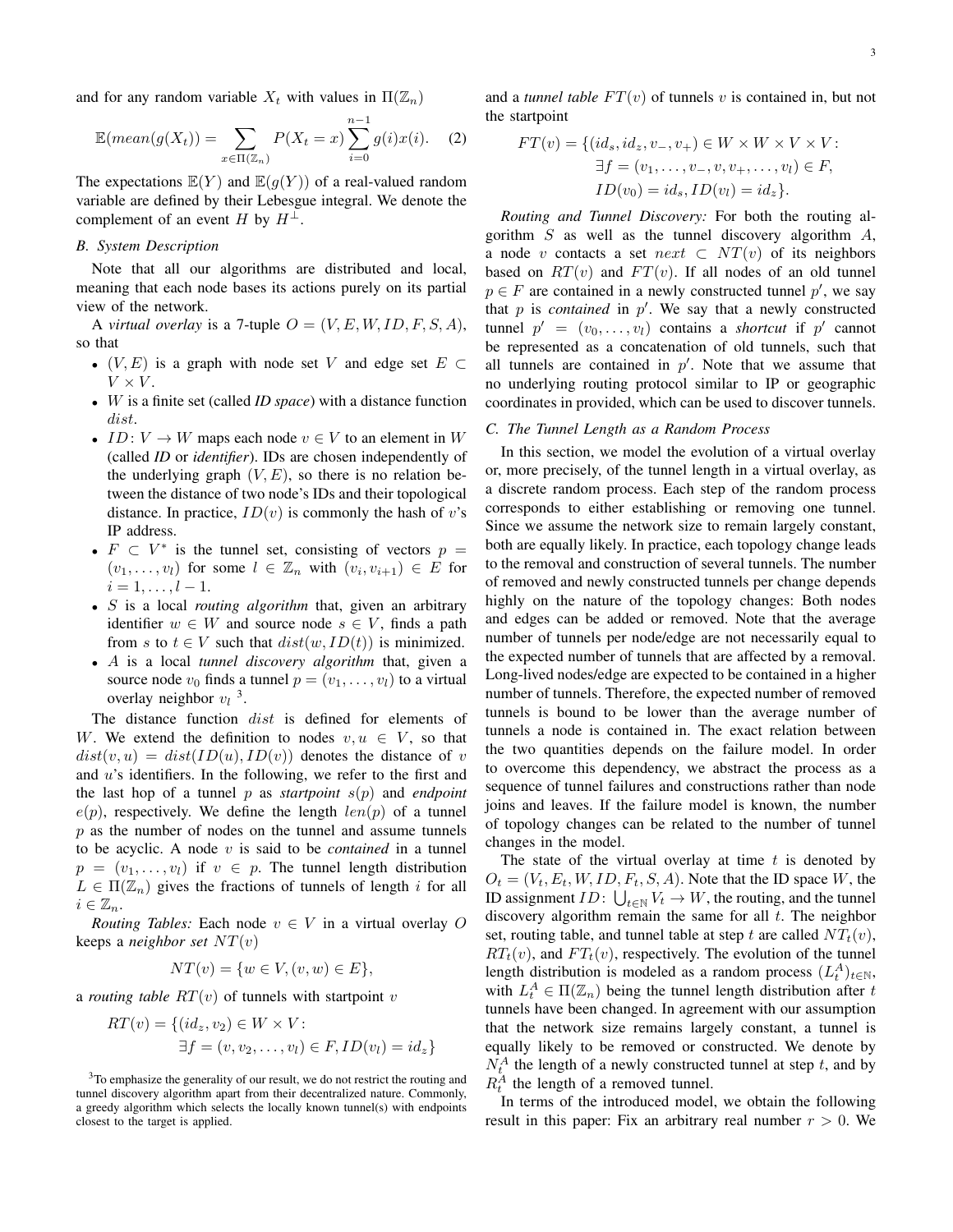and for any random variable $X_t$ with values in $\Pi(\mathbb{Z}_n)$

$$\mathbb{E}(mean(g(X_t)) = \sum_{x \in \Pi(\mathbb{Z}_n)} P(X_t = x) \sum_{i=0}^{n-1} g(i)x(i). \quad (2)$$

The expectations $\mathbb{E}(Y)$ and $\mathbb{E}(g(Y))$ of a real-valued random variable are defined by their Lebesgue integral. We denote the complement of an event $H$ by $H^{\perp}$.

### B. System Description

Note that all our algorithms are distributed and local, meaning that each node bases its actions purely on its partial view of the network.

A *virtual overlay* is a 7-tuple $O = (V, E, W, ID, F, S, A)$, so that

- $(V, E)$ is a graph with node set $V$ and edge set $E \subset V \times V$.
- $W$ is a finite set (called ***ID space***) with a distance function $dist$.
- $ID \colon V \to W$ maps each node $v \in V$ to an element in $W$ (called ***ID*** or ***identifier***). IDs are chosen independently of the underlying graph $(V, E)$, so there is no relation between the distance of two node's IDs and their topological distance. In practice, $ID(v)$ is commonly the hash of $v$'s IP address.
- $F \subset V^*$ is the tunnel set, consisting of vectors $p = (v_1, \ldots, v_l)$ for some $l \in \mathbb{Z}_n$ with $(v_i, v_{i+1}) \in E$ for $i = 1, \ldots, l-1$.
- $S$ is a local *routing algorithm* that, given an arbitrary identifier $w \in W$ and source node $s \in V$, finds a path from $s$ to $t \in V$ such that $dist(w, ID(t))$ is minimized.
- $A$ is a local *tunnel discovery algorithm* that, given a source node $v_0$ finds a tunnel $p = (v_1, \ldots, v_l)$ to a virtual overlay neighbor $v_l$ [3].

The distance function $dist$ is defined for elements of $W$. We extend the definition to nodes $v, u \in V$, so that $dist(v, u) = dist(ID(u), ID(v))$ denotes the distance of $v$ and $u$'s identifiers. In the following, we refer to the first and the last hop of a tunnel $p$ as *startpoint* $s(p)$ and *endpoint* $e(p)$, respectively. We define the length $len(p)$ of a tunnel $p$ as the number of nodes on the tunnel and assume tunnels to be acyclic. A node $v$ is said to be *contained* in a tunnel $p = (v_1, \ldots, v_l)$ if $v \in p$. The tunnel length distribution $L \in \Pi(\mathbb{Z}_n)$ gives the fractions of tunnels of length $i$ for all $i \in \mathbb{Z}_n$.

*Routing Tables:* Each node $v \in V$ in a virtual overlay $O$ keeps a *neighbor set* $NT(v)$

$$NT(v) = \{w \in V, (v, w) \in E\},$$

a *routing table* $RT(v)$ of tunnels with startpoint $v$

$$RT(v) = \{(id_z, v_2) \in W \times V : \exists f = (v, v_2, \ldots, v_l) \in F, ID(v_l) = id_z\}$$

[3] To emphasize the generality of our result, we do not restrict the routing and tunnel discovery algorithm apart from their decentralized nature. Commonly, a greedy algorithm which selects the locally known tunnel(s) with endpoints closest to the target is applied.

and a *tunnel table* $FT(v)$ of tunnels $v$ is contained in, but not the startpoint

$$FT(v) = \{(id_s, id_z, v_-, v_+) \in W \times W \times V \times V : \exists f = (v_1, \ldots, v_-, v, v_+, \ldots, v_l) \in F, ID(v_0) = id_s, ID(v_l) = id_z\}.$$

*Routing and Tunnel Discovery:* For both the routing algorithm $S$ as well as the tunnel discovery algorithm $A$, a node $v$ contacts a set $next \subset NT(v)$ of its neighbors based on $RT(v)$ and $FT(v)$. If all nodes of an old tunnel $p \in F$ are contained in a newly constructed tunnel $p'$, we say that $p$ is *contained* in $p'$. We say that a newly constructed tunnel $p' = (v_0, \ldots, v_l)$ contains a *shortcut* if $p'$ cannot be represented as a concatenation of old tunnels, such that all tunnels are contained in $p'$. Note that we assume that no underlying routing protocol similar to IP or geographic coordinates in provided, which can be used to discover tunnels.

### C. The Tunnel Length as a Random Process

In this section, we model the evolution of a virtual overlay or, more precisely, of the tunnel length in a virtual overlay, as a discrete random process. Each step of the random process corresponds to either establishing or removing one tunnel. Since we assume the network size to remain largely constant, both are equally likely. In practice, each topology change leads to the removal and construction of several tunnels. The number of removed and newly constructed tunnels per change depends highly on the nature of the topology changes: Both nodes and edges can be added or removed. Note that the average number of tunnels per node/edge are not necessarily equal to the expected number of tunnels that are affected by a removal. Long-lived nodes/edge are expected to be contained in a higher number of tunnels. Therefore, the expected number of removed tunnels is bound to be lower than the average number of tunnels a node is contained in. The exact relation between the two quantities depends on the failure model. In order to overcome this dependency, we abstract the process as a sequence of tunnel failures and constructions rather than node joins and leaves. If the failure model is known, the number of topology changes can be related to the number of tunnel changes in the model.

The state of the virtual overlay at time $t$ is denoted by $O_t = (V_t, E_t, W, ID, F_t, S, A)$. Note that the ID space $W$, the ID assignment $ID \colon \bigcup_{t \in \mathbb{N}} V_t \to W$, the routing, and the tunnel discovery algorithm remain the same for all $t$. The neighbor set, routing table, and tunnel table at step $t$ are called $NT_t(v)$, $RT_t(v)$, and $FT_t(v)$, respectively. The evolution of the tunnel length distribution is modeled as a random process $(L_t^A)_{t \in \mathbb{N}}$, with $L_t^A \in \Pi(\mathbb{Z}_n)$ being the tunnel length distribution after $t$ tunnels have been changed. In agreement with our assumption that the network size remains largely constant, a tunnel is equally likely to be removed or constructed. We denote by $N_t^A$ the length of a newly constructed tunnel at step $t$, and by $R_t^A$ the length of a removed tunnel.

In terms of the introduced model, we obtain the following result in this paper: Fix an arbitrary real number $r > 0$. We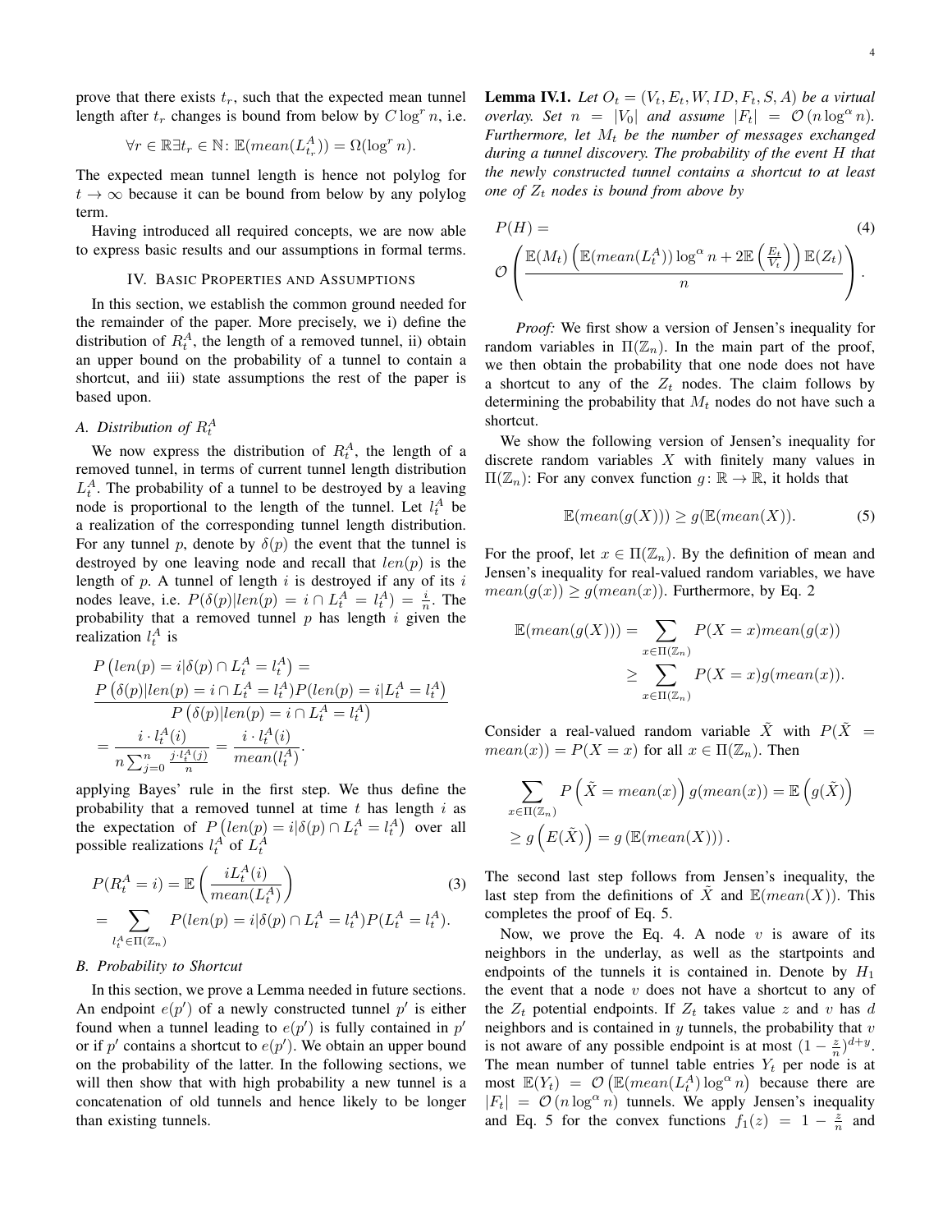prove that there exists $t_r$, such that the expected mean tunnel length after $t_r$ changes is bound from below by $C \log^r n$, i.e.

$$\forall r \in \mathbb{R} \exists t_r \in \mathbb{N}\colon \mathbb{E}(mean(L^A_{t_r})) = \Omega(\log^r n).$$

The expected mean tunnel length is hence not polylog for $t \to \infty$ because it can be bound from below by any polylog term.

Having introduced all required concepts, we are now able to express basic results and our assumptions in formal terms.

## IV. Basic Properties and Assumptions

In this section, we establish the common ground needed for the remainder of the paper. More precisely, we i) define the distribution of $R^A_t$, the length of a removed tunnel, ii) obtain an upper bound on the probability of a tunnel to contain a shortcut, and iii) state assumptions the rest of the paper is based upon.

### A. Distribution of $R^A_t$

We now express the distribution of $R^A_t$, the length of a removed tunnel, in terms of current tunnel length distribution $L^A_t$. The probability of a tunnel to be destroyed by a leaving node is proportional to the length of the tunnel. Let $l^A_t$ be a realization of the corresponding tunnel length distribution. For any tunnel $p$, denote by $\delta(p)$ the event that the tunnel is destroyed by one leaving node and recall that $len(p)$ is the length of $p$. A tunnel of length $i$ is destroyed if any of its $i$ nodes leave, i.e. $P(\delta(p)|len(p) = i \cap L^A_t = l^A_t) = \frac{i}{n}$. The probability that a removed tunnel $p$ has length $i$ given the realization $l^A_t$ is

$$\begin{aligned}
&P\left(len(p) = i | \delta(p) \cap L^A_t = l^A_t\right) = \\
&\frac{P\left(\delta(p)|len(p) = i \cap L^A_t = l^A_t\right) P(len(p) = i | L^A_t = l^A_t)}{P\left(\delta(p)|len(p) = i \cap L^A_t = l^A_t\right)} \\
&= \frac{i \cdot l^A_t(i)}{n \sum_{j=0}^{n} \frac{j \cdot l^A_t(j)}{n}} = \frac{i \cdot l^A_t(i)}{mean(l^A_t)}.
\end{aligned}$$

applying Bayes' rule in the first step. We thus define the probability that a removed tunnel at time $t$ has length $i$ as the expectation of $P\left(len(p) = i | \delta(p) \cap L^A_t = l^A_t\right)$ over all possible realizations $l^A_t$ of $L^A_t$

$$\begin{aligned}
&P(R^A_t = i) = \mathbb{E}\left(\frac{i L^A_t(i)}{mean(L^A_t)}\right) \qquad (3) \\
&= \sum_{l^A_t \in \Pi(\mathbb{Z}_n)} P(len(p) = i | \delta(p) \cap L^A_t = l^A_t) P(L^A_t = l^A_t).
\end{aligned}$$

### B. Probability to Shortcut

In this section, we prove a Lemma needed in future sections. An endpoint $e(p')$ of a newly constructed tunnel $p'$ is either found when a tunnel leading to $e(p')$ is fully contained in $p'$ or if $p'$ contains a shortcut to $e(p')$. We obtain an upper bound on the probability of the latter. In the following sections, we will then show that with high probability a new tunnel is a concatenation of old tunnels and hence likely to be longer than existing tunnels.

**Lemma IV.1.** *Let $O_t = (V_t, E_t, W, ID, F_t, S, A)$ be a virtual overlay. Set $n = |V_0|$ and assume $|F_t| = \mathcal{O}(n \log^\alpha n)$. Furthermore, let $M_t$ be the number of messages exchanged during a tunnel discovery. The probability of the event $H$ that the newly constructed tunnel contains a shortcut to at least one of $Z_t$ nodes is bound from above by*

$$P(H) = \qquad (4)$$
$$\mathcal{O}\left(\frac{\mathbb{E}(M_t)\left(\mathbb{E}(mean(L^A_t)) \log^\alpha n + 2\mathbb{E}\left(\frac{E_t}{V_t}\right)\right)\mathbb{E}(Z_t)}{n}\right).$$

*Proof:* We first show a version of Jensen's inequality for random variables in $\Pi(\mathbb{Z}_n)$. In the main part of the proof, we then obtain the probability that one node does not have a shortcut to any of the $Z_t$ nodes. The claim follows by determining the probability that $M_t$ nodes do not have such a shortcut.

We show the following version of Jensen's inequality for discrete random variables $X$ with finitely many values in $\Pi(\mathbb{Z}_n)$: For any convex function $g\colon \mathbb{R} \to \mathbb{R}$, it holds that

$$\mathbb{E}(mean(g(X))) \geq g(\mathbb{E}(mean(X)). \qquad (5)$$

For the proof, let $x \in \Pi(\mathbb{Z}_n)$. By the definition of mean and Jensen's inequality for real-valued random variables, we have $mean(g(x)) \geq g(mean(x))$. Furthermore, by Eq. 2

$$\begin{aligned}
\mathbb{E}(mean(g(X))) &= \sum_{x \in \Pi(\mathbb{Z}_n)} P(X = x) mean(g(x)) \\
&\geq \sum_{x \in \Pi(\mathbb{Z}_n)} P(X = x) g(mean(x)).
\end{aligned}$$

Consider a real-valued random variable $\tilde{X}$ with $P(\tilde{X} = mean(x)) = P(X = x)$ for all $x \in \Pi(\mathbb{Z}_n)$. Then

$$\begin{aligned}
&\sum_{x \in \Pi(\mathbb{Z}_n)} P\left(\tilde{X} = mean(x)\right) g(mean(x)) = \mathbb{E}\left(g(\tilde{X})\right) \\
&\geq g\left(E(\tilde{X})\right) = g\left(\mathbb{E}(mean(X))\right).
\end{aligned}$$

The second last step follows from Jensen's inequality, the last step from the definitions of $\tilde{X}$ and $\mathbb{E}(mean(X))$. This completes the proof of Eq. 5.

Now, we prove the Eq. 4. A node $v$ is aware of its neighbors in the underlay, as well as the startpoints and endpoints of the tunnels it is contained in. Denote by $H_1$ the event that a node $v$ does not have a shortcut to any of the $Z_t$ potential endpoints. If $Z_t$ takes value $z$ and $v$ has $d$ neighbors and is contained in $y$ tunnels, the probability that $v$ is not aware of any possible endpoint is at most $(1 - \frac{z}{n})^{d+y}$. The mean number of tunnel table entries $Y_t$ per node is at most $\mathbb{E}(Y_t) = \mathcal{O}\left(\mathbb{E}(mean(L^A_t) \log^\alpha n\right)$ because there are $|F_t| = \mathcal{O}(n \log^\alpha n)$ tunnels. We apply Jensen's inequality and Eq. 5 for the convex functions $f_1(z) = 1 - \frac{z}{n}$ and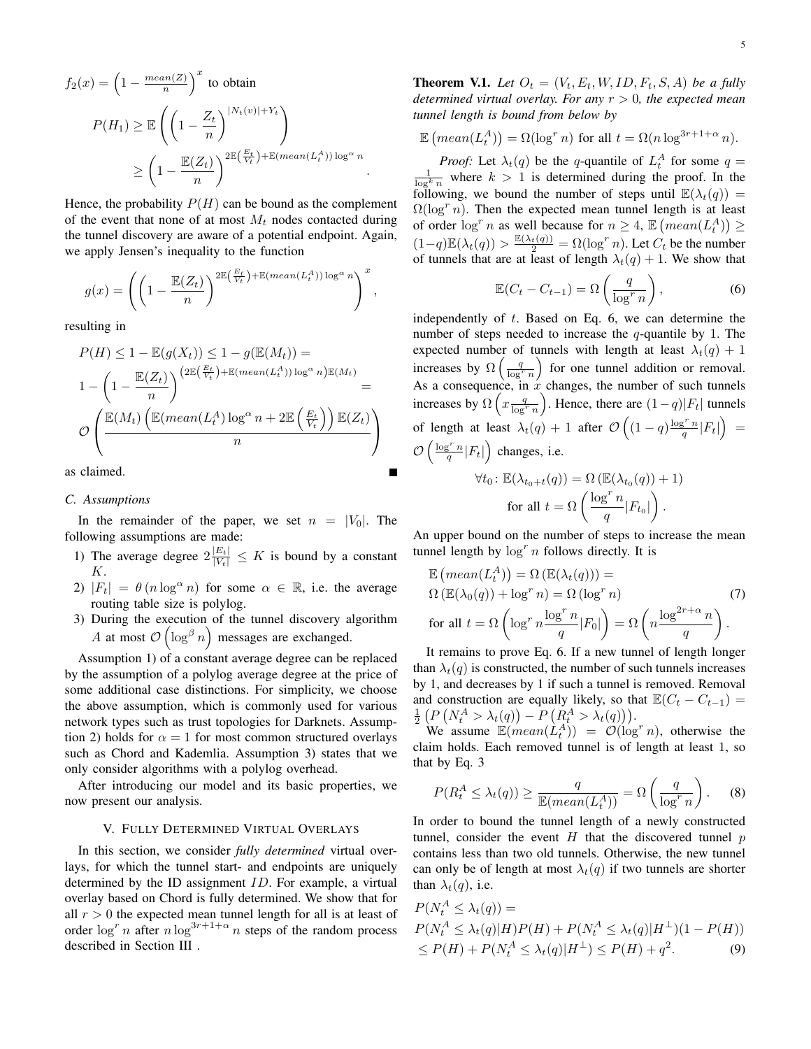$f_2(x) = \left(1 - \frac{mean(Z)}{n}\right)^x$ to obtain

$$P(H_1) \geq \mathbb{E}\left(\left(1 - \frac{Z_t}{n}\right)^{|N_t(v)|+Y_t}\right)$$
$$\geq \left(1 - \frac{\mathbb{E}(Z_t)}{n}\right)^{2\mathbb{E}\left(\frac{E_t}{V_t}\right)+\mathbb{E}(mean(L_t^A))\log^\alpha n}.$$

Hence, the probability $P(H)$ can be bound as the complement of the event that none of at most $M_t$ nodes contacted during the tunnel discovery are aware of a potential endpoint. Again, we apply Jensen's inequality to the function

$$g(x) = \left(\left(1 - \frac{\mathbb{E}(Z_t)}{n}\right)^{2\mathbb{E}\left(\frac{E_t}{V_t}\right)+\mathbb{E}(mean(L_t^A))\log^\alpha n}\right)^x,$$

resulting in

$$P(H) \leq 1 - \mathbb{E}(g(X_t)) \leq 1 - g(\mathbb{E}(M_t)) =$$
$$1 - \left(1 - \frac{\mathbb{E}(Z_t)}{n}\right)^{\left(2\mathbb{E}\left(\frac{E_t}{V_t}\right)+\mathbb{E}(mean(L_t^A))\log^\alpha n\right)\mathbb{E}(M_t)} =$$
$$\mathcal{O}\left(\frac{\mathbb{E}(M_t)\left(\mathbb{E}(mean(L_t^A)\log^\alpha n + 2\mathbb{E}\left(\frac{E_t}{V_t}\right)\right)\mathbb{E}(Z_t)}{n}\right)$$

as claimed. ∎

### C. Assumptions

In the remainder of the paper, we set $n = |V_0|$. The following assumptions are made:

1) The average degree $2\frac{|E_t|}{|V_t|} \leq K$ is bound by a constant $K$.
2) $|F_t| = \theta\left(n \log^\alpha n\right)$ for some $\alpha \in \mathbb{R}$, i.e. the average routing table size is polylog.
3) During the execution of the tunnel discovery algorithm $A$ at most $\mathcal{O}\left(\log^\beta n\right)$ messages are exchanged.

Assumption 1) of a constant average degree can be replaced by the assumption of a polylog average degree at the price of some additional case distinctions. For simplicity, we choose the above assumption, which is commonly used for various network types such as trust topologies for Darknets. Assumption 2) holds for $\alpha = 1$ for most common structured overlays such as Chord and Kademlia. Assumption 3) states that we only consider algorithms with a polylog overhead.

After introducing our model and its basic properties, we now present our analysis.

## V. Fully Determined Virtual Overlays

In this section, we consider *fully determined* virtual overlays, for which the tunnel start- and endpoints are uniquely determined by the ID assignment $ID$. For example, a virtual overlay based on Chord is fully determined. We show that for all $r > 0$ the expected mean tunnel length for all is at least of order $\log^r n$ after $n \log^{3r+1+\alpha} n$ steps of the random process described in Section III .

**Theorem V.1.** *Let $O_t = (V_t, E_t, W, ID, F_t, S, A)$ be a fully determined virtual overlay. For any $r > 0$, the expected mean tunnel length is bound from below by*

$$\mathbb{E}\left(mean(L_t^A)\right) = \Omega(\log^r n) \text{ for all } t = \Omega(n \log^{3r+1+\alpha} n).$$

*Proof:* Let $\lambda_t(q)$ be the $q$-quantile of $L_t^A$ for some $q = \frac{1}{\log^k n}$ where $k > 1$ is determined during the proof. In the following, we bound the number of steps until $\mathbb{E}(\lambda_t(q)) = \Omega(\log^r n)$. Then the expected mean tunnel length is at least of order $\log^r n$ as well because for $n \geq 4$, $\mathbb{E}\left(mean(L_t^A)\right) \geq (1-q)\mathbb{E}(\lambda_t(q)) > \frac{\mathbb{E}(\lambda_t(q))}{2} = \Omega(\log^r n)$. Let $C_t$ be the number of tunnels that are at least of length $\lambda_t(q) + 1$. We show that

$$\mathbb{E}(C_t - C_{t-1}) = \Omega\left(\frac{q}{\log^r n}\right), \tag{6}$$

independently of $t$. Based on Eq. 6, we can determine the number of steps needed to increase the $q$-quantile by 1. The expected number of tunnels with length at least $\lambda_t(q) + 1$ increases by $\Omega\left(\frac{q}{\log^r n}\right)$ for one tunnel addition or removal. As a consequence, in $x$ changes, the number of such tunnels increases by $\Omega\left(x\frac{q}{\log^r n}\right)$. Hence, there are $(1-q)|F_t|$ tunnels of length at least $\lambda_t(q) + 1$ after $\mathcal{O}\left((1-q)\frac{\log^r n}{q}|F_t|\right) = \mathcal{O}\left(\frac{\log^r n}{q}|F_t|\right)$ changes, i.e.

$$\forall t_0\colon \mathbb{E}(\lambda_{t_0+t}(q)) = \Omega\left(\mathbb{E}(\lambda_{t_0}(q)) + 1\right)$$
$$\text{for all } t = \Omega\left(\frac{\log^r n}{q}|F_{t_0}|\right).$$

An upper bound on the number of steps to increase the mean tunnel length by $\log^r n$ follows directly. It is

$$\begin{aligned}
&\mathbb{E}\left(mean(L_t^A)\right) = \Omega\left(\mathbb{E}(\lambda_t(q))\right) = \\
&\Omega\left(\mathbb{E}(\lambda_0(q)) + \log^r n\right) = \Omega\left(\log^r n\right) \\
&\text{for all } t = \Omega\left(\log^r n\frac{\log^r n}{q}|F_0|\right) = \Omega\left(n\frac{\log^{2r+\alpha} n}{q}\right).
\end{aligned} \tag{7}$$

It remains to prove Eq. 6. If a new tunnel of length longer than $\lambda_t(q)$ is constructed, the number of such tunnels increases by 1, and decreases by 1 if such a tunnel is removed. Removal and construction are equally likely, so that $\mathbb{E}(C_t - C_{t-1}) = \frac{1}{2}\left(P\left(N_t^A > \lambda_t(q)\right) - P\left(R_t^A > \lambda_t(q)\right)\right)$.

We assume $\mathbb{E}(mean(L_t^A)) = \mathcal{O}(\log^r n)$, otherwise the claim holds. Each removed tunnel is of length at least 1, so that by Eq. 3

$$P(R_t^A \leq \lambda_t(q)) \geq \frac{q}{\mathbb{E}(mean(L_t^A))} = \Omega\left(\frac{q}{\log^r n}\right). \tag{8}$$

In order to bound the tunnel length of a newly constructed tunnel, consider the event $H$ that the discovered tunnel $p$ contains less than two old tunnels. Otherwise, the new tunnel can only be of length at most $\lambda_t(q)$ if two tunnels are shorter than $\lambda_t(q)$, i.e.

$$\begin{aligned}
&P(N_t^A \leq \lambda_t(q)) = \\
&P(N_t^A \leq \lambda_t(q)|H)P(H) + P(N_t^A \leq \lambda_t(q)|H^\perp)(1 - P(H)) \\
&\leq P(H) + P(N_t^A \leq \lambda_t(q)|H^\perp) \leq P(H) + q^2.
\end{aligned} \tag{9}$$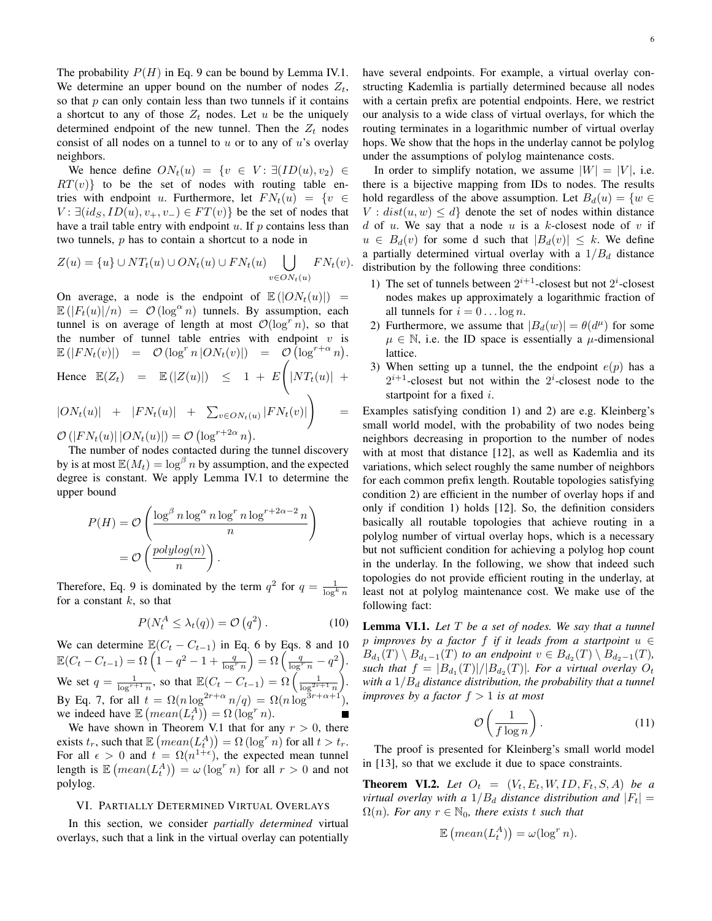The probability $P(H)$ in Eq. 9 can be bound by Lemma IV.1. We determine an upper bound on the number of nodes $Z_t$, so that $p$ can only contain less than two tunnels if it contains a shortcut to any of those $Z_t$ nodes. Let $u$ be the uniquely determined endpoint of the new tunnel. Then the $Z_t$ nodes consist of all nodes on a tunnel to $u$ or to any of $u$'s overlay neighbors.

We hence define $ON_t(u) = \{v \in V\colon \exists (ID(u), v_2) \in RT(v)\}$ to be the set of nodes with routing table entries with endpoint $u$. Furthermore, let $FN_t(u) = \{v \in V\colon \exists (id_S, ID(u), v_+, v_-) \in FT(v)\}$ be the set of nodes that have a trail table entry with endpoint $u$. If $p$ contains less than two tunnels, $p$ has to contain a shortcut to a node in

$$Z(u) = \{u\} \cup NT_t(u) \cup ON_t(u) \cup FN_t(u) \bigcup_{v \in ON_t(u)} FN_t(v).$$

On average, a node is the endpoint of $\mathbb{E}(|ON_t(u)|) = \mathbb{E}(|F_t(u)|/n) = \mathcal{O}(\log^\alpha n)$ tunnels. By assumption, each tunnel is on average of length at most $\mathcal{O}(\log^r n)$, so that the number of tunnel table entries with endpoint $v$ is $\mathbb{E}(|FN_t(v)|) = \mathcal{O}(\log^r n\, |ON_t(v)|) = \mathcal{O}(\log^{r+\alpha} n)$. Hence $\mathbb{E}(Z_t) = \mathbb{E}(|Z(u)|) \leq 1 + E\bigg(|NT_t(u)| + |ON_t(u)| + |FN_t(u)| + \sum_{v \in ON_t(u)} |FN_t(v)|\bigg) = \mathcal{O}(|FN_t(u)|\,|ON_t(u)|) = \mathcal{O}(\log^{r+2\alpha} n)$.

The number of nodes contacted during the tunnel discovery by is at most $\mathbb{E}(M_t) = \log^\beta n$ by assumption, and the expected degree is constant. We apply Lemma IV.1 to determine the upper bound

$$\begin{aligned} P(H) &= \mathcal{O}\left(\frac{\log^\beta n \log^\alpha n \log^r n \log^{r+2\alpha-2} n}{n}\right) \\ &= \mathcal{O}\left(\frac{polylog(n)}{n}\right). \end{aligned}$$

Therefore, Eq. 9 is dominated by the term $q^2$ for $q = \frac{1}{\log^k n}$ for a constant $k$, so that

$$P(N_t^A \leq \lambda_t(q)) = \mathcal{O}\left(q^2\right). \tag{10}$$

We can determine $\mathbb{E}(C_t - C_{t-1})$ in Eq. 6 by Eqs. 8 and 10 $\mathbb{E}(C_t - C_{t-1}) = \Omega\left(1 - q^2 - 1 + \frac{q}{\log^r n}\right) = \Omega\left(\frac{q}{\log^r n} - q^2\right)$. We set $q = \frac{1}{\log^{r+1} n}$, so that $\mathbb{E}(C_t - C_{t-1}) = \Omega\left(\frac{1}{\log^{2r+1} n}\right)$. By Eq. 7, for all $t = \Omega(n \log^{2r+\alpha} n/q) = \Omega(n \log^{3r+\alpha+1})$, we indeed have $\mathbb{E}\left(mean(L_t^A)\right) = \Omega\left(\log^r n\right)$. ■

We have shown in Theorem V.1 that for any $r > 0$, there exists $t_r$, such that $\mathbb{E}\left(mean(L_t^A)\right) = \Omega\left(\log^r n\right)$ for all $t > t_r$. For all $\epsilon > 0$ and $t = \Omega(n^{1+\epsilon})$, the expected mean tunnel length is $\mathbb{E}\left(mean(L_t^A)\right) = \omega\left(\log^r n\right)$ for all $r > 0$ and not polylog.

## VI. Partially Determined Virtual Overlays

In this section, we consider *partially determined* virtual overlays, such that a link in the virtual overlay can potentially have several endpoints. For example, a virtual overlay constructing Kademlia is partially determined because all nodes with a certain prefix are potential endpoints. Here, we restrict our analysis to a wide class of virtual overlays, for which the routing terminates in a logarithmic number of virtual overlay hops. We show that the hops in the underlay cannot be polylog under the assumptions of polylog maintenance costs.

In order to simplify notation, we assume $|W| = |V|$, i.e. there is a bijective mapping from IDs to nodes. The results hold regardless of the above assumption. Let $B_d(u) = \{w \in V : dist(u, w) \leq d\}$ denote the set of nodes within distance $d$ of $u$. We say that a node $u$ is a $k$-closest node of $v$ if $u \in B_d(v)$ for some d such that $|B_d(v)| \leq k$. We define a partially determined virtual overlay with a $1/B_d$ distance distribution by the following three conditions:

1) The set of tunnels between $2^{i+1}$-closest but not $2^i$-closest nodes makes up approximately a logarithmic fraction of all tunnels for $i = 0 \ldots \log n$.
2) Furthermore, we assume that $|B_d(w)| = \theta(d^\mu)$ for some $\mu \in \mathbb{N}$, i.e. the ID space is essentially a $\mu$-dimensional lattice.
3) When setting up a tunnel, the the endpoint $e(p)$ has a $2^{i+1}$-closest but not within the $2^i$-closest node to the startpoint for a fixed $i$.

Examples satisfying condition 1) and 2) are e.g. Kleinberg's small world model, with the probability of two nodes being neighbors decreasing in proportion to the number of nodes with at most that distance [12], as well as Kademlia and its variations, which select roughly the same number of neighbors for each common prefix length. Routable topologies satisfying condition 2) are efficient in the number of overlay hops if and only if condition 1) holds [12]. So, the definition considers basically all routable topologies that achieve routing in a polylog number of virtual overlay hops, which is a necessary but not sufficient condition for achieving a polylog hop count in the underlay. In the following, we show that indeed such topologies do not provide efficient routing in the underlay, at least not at polylog maintenance cost. We make use of the following fact:

**Lemma VI.1.** *Let $T$ be a set of nodes. We say that a tunnel $p$ improves by a factor $f$ if it leads from a startpoint $u \in B_{d_1}(T) \setminus B_{d_1-1}(T)$ to an endpoint $v \in B_{d_2}(T) \setminus B_{d_2-1}(T)$, such that $f = |B_{d_1}(T)|/|B_{d_2}(T)|$. For a virtual overlay $O_t$ with a $1/B_d$ distance distribution, the probability that a tunnel improves by a factor $f > 1$ is at most*

$$\mathcal{O}\left(\frac{1}{f \log n}\right). \tag{11}$$

The proof is presented for Kleinberg's small world model in [13], so that we exclude it due to space constraints.

**Theorem VI.2.** *Let $O_t = (V_t, E_t, W, ID, F_t, S, A)$ be a virtual overlay with a $1/B_d$ distance distribution and $|F_t| = \Omega(n)$. For any $r \in \mathbb{N}_0$, there exists $t$ such that*

$$\mathbb{E}\left(mean(L_t^A)\right) = \omega(\log^r n).$$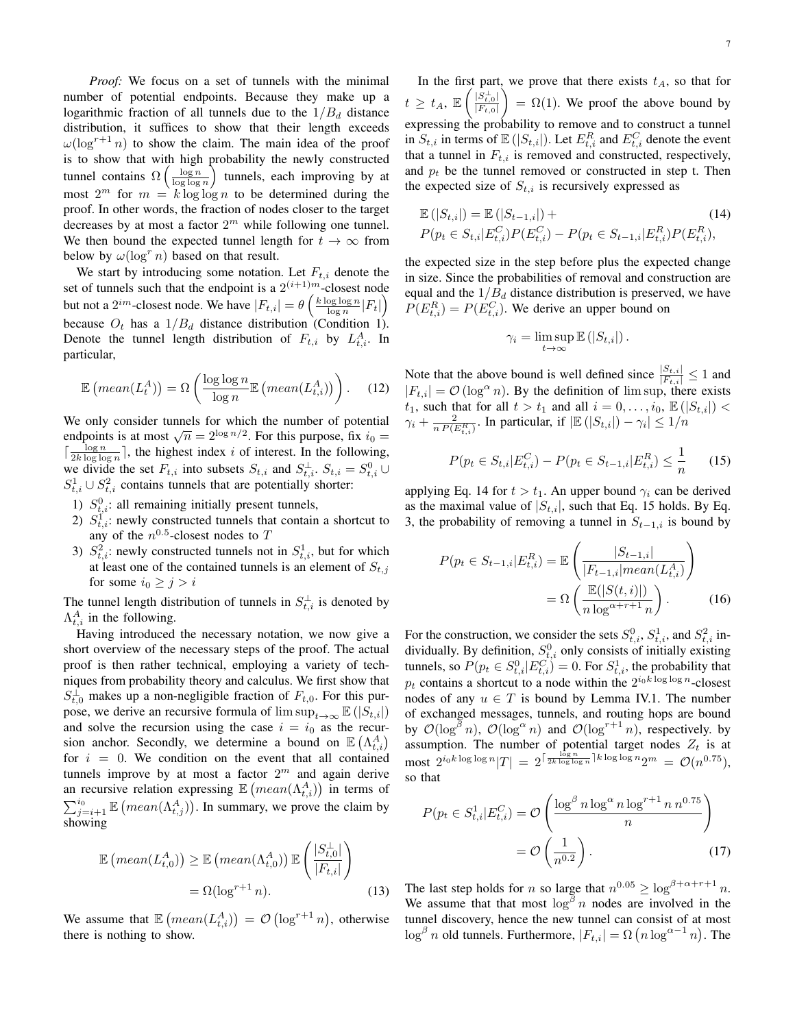*Proof:* We focus on a set of tunnels with the minimal number of potential endpoints. Because they make up a logarithmic fraction of all tunnels due to the $1/B_d$ distance distribution, it suffices to show that their length exceeds $\omega(\log^{r+1} n)$ to show the claim. The main idea of the proof is to show that with high probability the newly constructed tunnel contains $\Omega\left(\frac{\log n}{\log\log n}\right)$ tunnels, each improving by at most $2^m$ for $m = k \log\log n$ to be determined during the proof. In other words, the fraction of nodes closer to the target decreases by at most a factor $2^m$ while following one tunnel. We then bound the expected tunnel length for $t \to \infty$ from below by $\omega(\log^r n)$ based on that result.

We start by introducing some notation. Let $F_{t,i}$ denote the set of tunnels such that the endpoint is a $2^{(i+1)m}$-closest node but not a $2^{im}$-closest node. We have $|F_{t,i}| = \theta\left(\frac{k \log\log n}{\log n}|F_t|\right)$ because $O_t$ has a $1/B_d$ distance distribution (Condition 1). Denote the tunnel length distribution of $F_{t,i}$ by $L^A_{t,i}$. In particular,

$$\mathbb{E}\left(mean(L^A_t)\right) = \Omega\left(\frac{\log\log n}{\log n}\mathbb{E}\left(mean(L^A_{t,i})\right)\right). \quad (12)$$

We only consider tunnels for which the number of potential endpoints is at most $\sqrt{n} = 2^{\log n/2}$. For this purpose, fix $i_0 = \lceil \frac{\log n}{2k \log\log n} \rceil$, the highest index $i$ of interest. In the following, we divide the set $F_{t,i}$ into subsets $S_{t,i}$ and $S^{\perp}_{t,i}$. $S_{t,i} = S^0_{t,i} \cup S^1_{t,i} \cup S^2_{t,i}$ contains tunnels that are potentially shorter:

1) $S^0_{t,i}$: all remaining initially present tunnels,
2) $S^1_{t,i}$: newly constructed tunnels that contain a shortcut to any of the $n^{0.5}$-closest nodes to $T$
3) $S^2_{t,i}$: newly constructed tunnels not in $S^1_{t,i}$, but for which at least one of the contained tunnels is an element of $S_{t,j}$ for some $i_0 \geq j > i$

The tunnel length distribution of tunnels in $S^{\perp}_{t,i}$ is denoted by $\Lambda^A_{t,i}$ in the following.

Having introduced the necessary notation, we now give a short overview of the necessary steps of the proof. The actual proof is then rather technical, employing a variety of techniques from probability theory and calculus. We first show that $S^{\perp}_{t,0}$ makes up a non-negligible fraction of $F_{t,0}$. For this purpose, we derive an recursive formula of $\limsup_{t\to\infty} \mathbb{E}\left(|S_{t,i}|\right)$ and solve the recursion using the case $i = i_0$ as the recursion anchor. Secondly, we determine a bound on $\mathbb{E}\left(\Lambda^A_{t,i}\right)$ for $i = 0$. We condition on the event that all contained tunnels improve by at most a factor $2^m$ and again derive an recursive relation expressing $\mathbb{E}\left(mean(\Lambda^A_{t,i})\right)$ in terms of $\sum_{j=i+1}^{i_0} \mathbb{E}\left(mean(\Lambda^A_{t,j})\right)$. In summary, we prove the claim by showing

$$\begin{aligned}\mathbb{E}\left(mean(L^A_{t,0})\right) &\geq \mathbb{E}\left(mean(\Lambda^A_{t,0})\right)\mathbb{E}\left(\frac{|S^{\perp}_{t,0}|}{|F_{t,i}|}\right) \\ &= \Omega(\log^{r+1} n). \end{aligned} \quad (13)$$

We assume that $\mathbb{E}\left(mean(L^A_{t,i})\right) = \mathcal{O}\left(\log^{r+1} n\right)$, otherwise there is nothing to show.

In the first part, we prove that there exists $t_A$, so that for $t \geq t_A$, $\mathbb{E}\left(\frac{|S^{\perp}_{t,0}|}{|F_{t,0}|}\right) = \Omega(1)$. We proof the above bound by expressing the probability to remove and to construct a tunnel in $S_{t,i}$ in terms of $\mathbb{E}\left(|S_{t,i}|\right)$. Let $E^R_{t,i}$ and $E^C_{t,i}$ denote the event that a tunnel in $F_{t,i}$ is removed and constructed, respectively, and $p_t$ be the tunnel removed or constructed in step t. Then the expected size of $S_{t,i}$ is recursively expressed as

$$\begin{aligned}&\mathbb{E}\left(|S_{t,i}|\right) = \mathbb{E}\left(|S_{t-1,i}|\right) + \\ &P(p_t \in S_{t,i}|E^C_{t,i})P(E^C_{t,i}) - P(p_t \in S_{t-1,i}|E^R_{t,i})P(E^R_{t,i}),\end{aligned} \quad (14)$$

the expected size in the step before plus the expected change in size. Since the probabilities of removal and construction are equal and the $1/B_d$ distance distribution is preserved, we have $P(E^R_{t,i}) = P(E^C_{t,i})$. We derive an upper bound on

$$\gamma_i = \limsup_{t\to\infty} \mathbb{E}\left(|S_{t,i}|\right).$$

Note that the above bound is well defined since $\frac{|S_{t,i}|}{|F_{t,i}|} \leq 1$ and $|F_{t,i}| = \mathcal{O}\left(\log^{\alpha} n\right)$. By the definition of $\limsup$, there exists $t_1$, such that for all $t > t_1$ and all $i = 0, \ldots, i_0$, $\mathbb{E}\left(|S_{t,i}|\right) < \gamma_i + \frac{2}{n\, P(E^R_{t,i})}$. In particular, if $|\mathbb{E}\left(|S_{t,i}|\right) - \gamma_i| \leq 1/n$

$$P(p_t \in S_{t,i}|E^C_{t,i}) - P(p_t \in S_{t-1,i}|E^R_{t,i}) \leq \frac{1}{n} \quad (15)$$

applying Eq. 14 for $t > t_1$. An upper bound $\gamma_i$ can be derived as the maximal value of $|S_{t,i}|$, such that Eq. 15 holds. By Eq. 3, the probability of removing a tunnel in $S_{t-1,i}$ is bound by

$$\begin{aligned}P(p_t \in S_{t-1,i}|E^R_{t,i}) &= \mathbb{E}\left(\frac{|S_{t-1,i}|}{|F_{t-1,i}|mean(L^A_{t,i})}\right) \\ &= \Omega\left(\frac{\mathbb{E}(|S(t,i)|)}{n\log^{\alpha+r+1} n}\right). \end{aligned} \quad (16)$$

For the construction, we consider the sets $S^0_{t,i}$, $S^1_{t,i}$, and $S^2_{t,i}$ individually. By definition, $S^0_{t,i}$ only consists of initially existing tunnels, so $P(p_t \in S^0_{t,i}|E^C_{t,i}) = 0$. For $S^1_{t,i}$, the probability that $p_t$ contains a shortcut to a node within the $2^{i_0 k \log\log n}$-closest nodes of any $u \in T$ is bound by Lemma IV.1. The number of exchanged messages, tunnels, and routing hops are bound by $\mathcal{O}(\log^{\beta} n)$, $\mathcal{O}(\log^{\alpha} n)$ and $\mathcal{O}(\log^{r+1} n)$, respectively. by assumption. The number of potential target nodes $Z_t$ is at most $2^{i_0 k \log\log n}|T| = 2^{\lceil \frac{\log n}{2k \log\log n} \rceil k \log\log n} 2^m = \mathcal{O}(n^{0.75})$, so that

$$\begin{aligned}P(p_t \in S^1_{t,i}|E^C_{t,i}) &= \mathcal{O}\left(\frac{\log^{\beta} n \log^{\alpha} n \log^{r+1} n\, n^{0.75}}{n}\right) \\ &= \mathcal{O}\left(\frac{1}{n^{0.2}}\right). \end{aligned} \quad (17)$$

The last step holds for $n$ so large that $n^{0.05} \geq \log^{\beta+\alpha+r+1} n$. We assume that that most $\log^{\beta} n$ nodes are involved in the tunnel discovery, hence the new tunnel can consist of at most $\log^{\beta} n$ old tunnels. Furthermore, $|F_{t,i}| = \Omega\left(n \log^{\alpha-1} n\right)$. The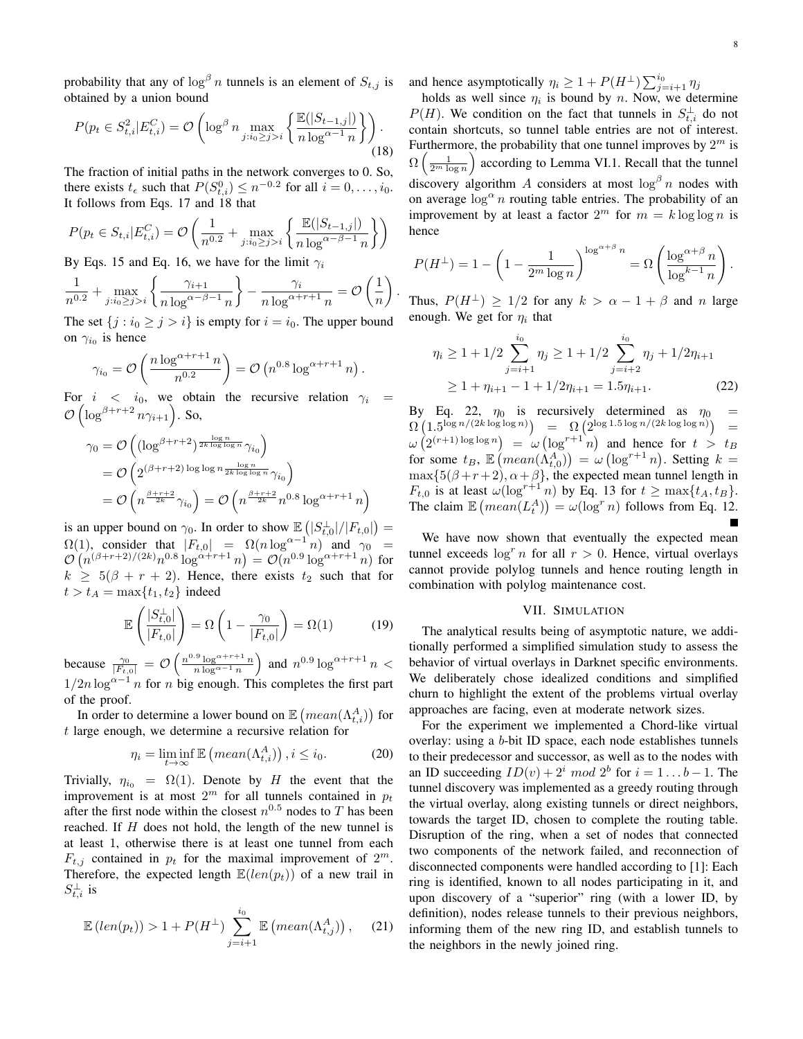probability that any of $\log^\beta n$ tunnels is an element of $S_{t,j}$ is obtained by a union bound

$$P(p_t \in S^2_{t,i}|E^C_{t,i}) = \mathcal{O}\left(\log^\beta n \max_{j:i_0 \geq j > i}\left\{\frac{\mathbb{E}(|S_{t-1,j}|)}{n\log^{\alpha-1} n}\right\}\right). \quad (18)$$

The fraction of initial paths in the network converges to 0. So, there exists $t_\epsilon$ such that $P(S^0_{t,i}) \leq n^{-0.2}$ for all $i = 0, \ldots, i_0$. It follows from Eqs. 17 and 18 that

$$P(p_t \in S_{t,i}|E^C_{t,i}) = \mathcal{O}\left(\frac{1}{n^{0.2}} + \max_{j:i_0 \geq j > i}\left\{\frac{\mathbb{E}(|S_{t-1,j}|)}{n\log^{\alpha-\beta-1} n}\right\}\right)$$

By Eqs. 15 and Eq. 16, we have for the limit $\gamma_i$

$$\frac{1}{n^{0.2}} + \max_{j:i_0 \geq j > i}\left\{\frac{\gamma_{i+1}}{n\log^{\alpha-\beta-1} n}\right\} - \frac{\gamma_i}{n\log^{\alpha+r+1} n} = \mathcal{O}\left(\frac{1}{n}\right).$$

The set $\{j : i_0 \geq j > i\}$ is empty for $i = i_0$. The upper bound on $\gamma_{i_0}$ is hence

$$\gamma_{i_0} = \mathcal{O}\left(\frac{n\log^{\alpha+r+1} n}{n^{0.2}}\right) = \mathcal{O}\left(n^{0.8}\log^{\alpha+r+1} n\right).$$

For $i < i_0$, we obtain the recursive relation $\gamma_i = \mathcal{O}\left(\log^{\beta+r+2} n\gamma_{i+1}\right)$. So,

$$\begin{aligned}
\gamma_0 &= \mathcal{O}\left((\log^{\beta+r+2})^{\frac{\log n}{2k\log\log n}}\gamma_{i_0}\right)\\
&= \mathcal{O}\left(2^{(\beta+r+2)\log\log n\frac{\log n}{2k\log\log n}}\gamma_{i_0}\right)\\
&= \mathcal{O}\left(n^{\frac{\beta+r+2}{2k}}\gamma_{i_0}\right) = \mathcal{O}\left(n^{\frac{\beta+r+2}{2k}}n^{0.8}\log^{\alpha+r+1} n\right)
\end{aligned}$$

is an upper bound on $\gamma_0$. In order to show $\mathbb{E}\left(|S^\perp_{t,0}|/|F_{t,0}|\right) = \Omega(1)$, consider that $|F_{t,0}| = \Omega(n\log^{\alpha-1} n)$ and $\gamma_0 = \mathcal{O}\left(n^{(\beta+r+2)/(2k)}n^{0.8}\log^{\alpha+r+1} n\right) = \mathcal{O}(n^{0.9}\log^{\alpha+r+1} n)$ for $k \geq 5(\beta + r + 2)$. Hence, there exists $t_2$ such that for $t > t_A = \max\{t_1, t_2\}$ indeed

$$\mathbb{E}\left(\frac{|S^\perp_{t,0}|}{|F_{t,0}|}\right) = \Omega\left(1 - \frac{\gamma_0}{|F_{t,0}|}\right) = \Omega(1) \quad (19)$$

because $\frac{\gamma_0}{|F_{t,0}|} = \mathcal{O}\left(\frac{n^{0.9}\log^{\alpha+r+1} n}{n\log^{\alpha-1} n}\right)$ and $n^{0.9}\log^{\alpha+r+1} n < 1/2n\log^{\alpha-1} n$ for $n$ big enough. This completes the first part of the proof.

In order to determine a lower bound on $\mathbb{E}\left(mean(\Lambda^A_{t,i})\right)$ for $t$ large enough, we determine a recursive relation for

$$\eta_i = \liminf_{t\to\infty}\mathbb{E}\left(mean(\Lambda^A_{t,i})\right), i \leq i_0. \quad (20)$$

Trivially, $\eta_{i_0} = \Omega(1)$. Denote by $H$ the event that the improvement is at most $2^m$ for all tunnels contained in $p_t$ after the first node within the closest $n^{0.5}$ nodes to $T$ has been reached. If $H$ does not hold, the length of the new tunnel is at least 1, otherwise there is at least one tunnel from each $F_{t,j}$ contained in $p_t$ for the maximal improvement of $2^m$. Therefore, the expected length $\mathbb{E}(len(p_t))$ of a new trail in $S^\perp_{t,i}$ is

$$\mathbb{E}\left(len(p_t)\right) > 1 + P(H^\perp)\sum_{j=i+1}^{i_0}\mathbb{E}\left(mean(\Lambda^A_{t,j})\right), \quad (21)$$

and hence asymptotically $\eta_i \geq 1 + P(H^\perp)\sum_{j=i+1}^{i_0}\eta_j$ holds as well since $\eta_i$ is bound by $n$. Now, we determine $P(H)$. We condition on the fact that tunnels in $S^\perp_{t,i}$ do not contain shortcuts, so tunnel table entries are not of interest. Furthermore, the probability that one tunnel improves by $2^m$ is $\Omega\left(\frac{1}{2^m\log n}\right)$ according to Lemma VI.1. Recall that the tunnel discovery algorithm $A$ considers at most $\log^\beta n$ nodes with on average $\log^\alpha n$ routing table entries. The probability of an improvement by at least a factor $2^m$ for $m = k\log\log n$ is hence

$$P(H^\perp) = 1 - \left(1 - \frac{1}{2^m\log n}\right)^{\log^{\alpha+\beta} n} = \Omega\left(\frac{\log^{\alpha+\beta} n}{\log^{k-1} n}\right).$$

Thus, $P(H^\perp) \geq 1/2$ for any $k > \alpha - 1 + \beta$ and $n$ large enough. We get for $\eta_i$ that

$$\begin{aligned}
\eta_i &\geq 1 + 1/2\sum_{j=i+1}^{i_0}\eta_j \geq 1 + 1/2\sum_{j=i+2}^{i_0}\eta_j + 1/2\eta_{i+1}\\
&\geq 1 + \eta_{i+1} - 1 + 1/2\eta_{i+1} = 1.5\eta_{i+1}.
\end{aligned} \quad (22)$$

By Eq. 22, $\eta_0$ is recursively determined as $\eta_0 = \Omega\left(1.5^{\log n/(2k\log\log n)}\right) = \Omega\left(2^{\log 1.5\log n/(2k\log\log n)}\right) = \omega\left(2^{(r+1)\log\log n}\right) = \omega\left(\log^{r+1} n\right)$ and hence for $t > t_B$ for some $t_B$, $\mathbb{E}\left(mean(\Lambda^A_{t,0})\right) = \omega\left(\log^{r+1} n\right)$. Setting $k = \max\{5(\beta+r+2), \alpha+\beta\}$, the expected mean tunnel length in $F_{t,0}$ is at least $\omega(\log^{r+1} n)$ by Eq. 13 for $t \geq \max\{t_A, t_B\}$. The claim $\mathbb{E}\left(mean(L^A_t)\right) = \omega(\log^r n)$ follows from Eq. 12. ■

We have now shown that eventually the expected mean tunnel exceeds $\log^r n$ for all $r > 0$. Hence, virtual overlays cannot provide polylog tunnels and hence routing length in combination with polylog maintenance cost.

## VII. Simulation

The analytical results being of asymptotic nature, we additionally performed a simplified simulation study to assess the behavior of virtual overlays in Darknet specific environments. We deliberately chose idealized conditions and simplified churn to highlight the extent of the problems virtual overlay approaches are facing, even at moderate network sizes.

For the experiment we implemented a Chord-like virtual overlay: using a $b$-bit ID space, each node establishes tunnels to their predecessor and successor, as well as to the nodes with an ID succeeding $ID(v) + 2^i \ mod \ 2^b$ for $i = 1 \ldots b-1$. The tunnel discovery was implemented as a greedy routing through the virtual overlay, along existing tunnels or direct neighbors, towards the target ID, chosen to complete the routing table. Disruption of the ring, when a set of nodes that connected two components of the network failed, and reconnection of disconnected components were handled according to [1]: Each ring is identified, known to all nodes participating in it, and upon discovery of a "superior" ring (with a lower ID, by definition), nodes release tunnels to their previous neighbors, informing them of the new ring ID, and establish tunnels to the neighbors in the newly joined ring.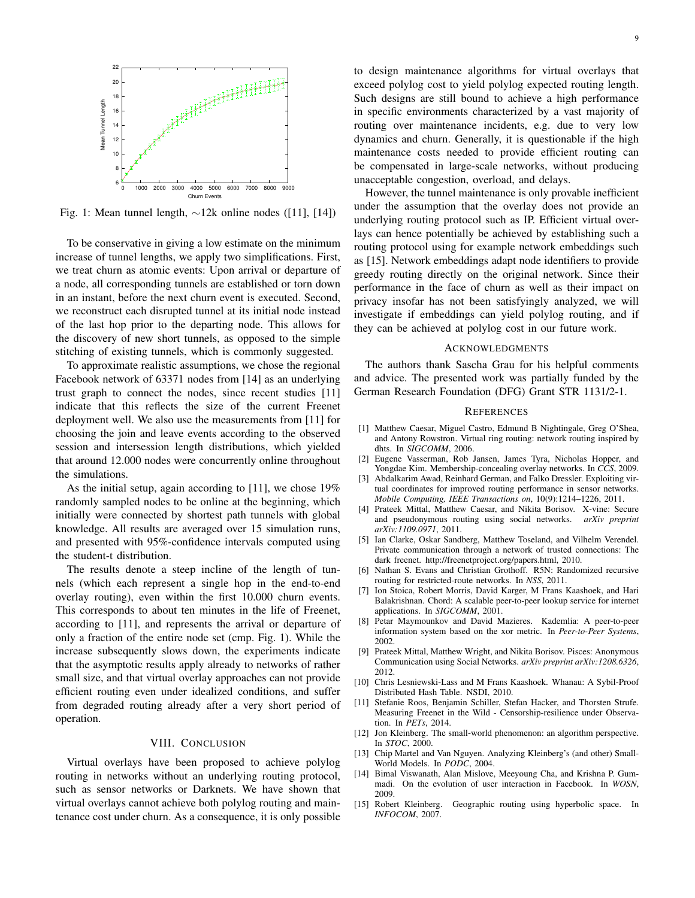22
20
18
16
14
12
10
8
6

Mean Tunnel Length

0 1000 2000 3000 4000 5000 6000 7000 8000 9000

Churn Events

Fig. 1: Mean tunnel length, ∼12k online nodes ([11], [14])

To be conservative in giving a low estimate on the minimum increase of tunnel lengths, we apply two simplifications. First, we treat churn as atomic events: Upon arrival or departure of a node, all corresponding tunnels are established or torn down in an instant, before the next churn event is executed. Second, we reconstruct each disrupted tunnel at its initial node instead of the last hop prior to the departing node. This allows for the discovery of new short tunnels, as opposed to the simple stitching of existing tunnels, which is commonly suggested.

To approximate realistic assumptions, we chose the regional Facebook network of 63371 nodes from [14] as an underlying trust graph to connect the nodes, since recent studies [11] indicate that this reflects the size of the current Freenet deployment well. We also use the measurements from [11] for choosing the join and leave events according to the observed session and intersession length distributions, which yielded that around 12.000 nodes were concurrently online throughout the simulations.

As the initial setup, again according to [11], we chose 19% randomly sampled nodes to be online at the beginning, which initially were connected by shortest path tunnels with global knowledge. All results are averaged over 15 simulation runs, and presented with 95%-confidence intervals computed using the student-t distribution.

The results denote a steep incline of the length of tunnels (which each represent a single hop in the end-to-end overlay routing), even within the first 10.000 churn events. This corresponds to about ten minutes in the life of Freenet, according to [11], and represents the arrival or departure of only a fraction of the entire node set (cmp. Fig. 1). While the increase subsequently slows down, the experiments indicate that the asymptotic results apply already to networks of rather small size, and that virtual overlay approaches can not provide efficient routing even under idealized conditions, and suffer from degraded routing already after a very short period of operation.

## VIII. Conclusion

Virtual overlays have been proposed to achieve polylog routing in networks without an underlying routing protocol, such as sensor networks or Darknets. We have shown that virtual overlays cannot achieve both polylog routing and maintenance cost under churn. As a consequence, it is only possible to design maintenance algorithms for virtual overlays that exceed polylog cost to yield polylog expected routing length. Such designs are still bound to achieve a high performance in specific environments characterized by a vast majority of routing over maintenance incidents, e.g. due to very low dynamics and churn. Generally, it is questionable if the high maintenance costs needed to provide efficient routing can be compensated in large-scale networks, without producing unacceptable congestion, overload, and delays.

However, the tunnel maintenance is only provable inefficient under the assumption that the overlay does not provide an underlying routing protocol such as IP. Efficient virtual overlays can hence potentially be achieved by establishing such a routing protocol using for example network embeddings such as [15]. Network embeddings adapt node identifiers to provide greedy routing directly on the original network. Since their performance in the face of churn as well as their impact on privacy insofar has not been satisfyingly analyzed, we will investigate if embeddings can yield polylog routing, and if they can be achieved at polylog cost in our future work.

## Acknowledgments

The authors thank Sascha Grau for his helpful comments and advice. The presented work was partially funded by the German Research Foundation (DFG) Grant STR 1131/2-1.

## References

[1] Matthew Caesar, Miguel Castro, Edmund B Nightingale, Greg O'Shea, and Antony Rowstron. Virtual ring routing: network routing inspired by dhts. In *SIGCOMM*, 2006.

[2] Eugene Vasserman, Rob Jansen, James Tyra, Nicholas Hopper, and Yongdae Kim. Membership-concealing overlay networks. In *CCS*, 2009.

[3] Abdalkarim Awad, Reinhard German, and Falko Dressler. Exploiting virtual coordinates for improved routing performance in sensor networks. *Mobile Computing, IEEE Transactions on*, 10(9):1214–1226, 2011.

[4] Prateek Mittal, Matthew Caesar, and Nikita Borisov. X-vine: Secure and pseudonymous routing using social networks. *arXiv preprint arXiv:1109.0971*, 2011.

[5] Ian Clarke, Oskar Sandberg, Matthew Toseland, and Vilhelm Verendel. Private communication through a network of trusted connections: The dark freenet. http://freenetproject.org/papers.html, 2010.

[6] Nathan S. Evans and Christian Grothoff. R5N: Randomized recursive routing for restricted-route networks. In *NSS*, 2011.

[7] Ion Stoica, Robert Morris, David Karger, M Frans Kaashoek, and Hari Balakrishnan. Chord: A scalable peer-to-peer lookup service for internet applications. In *SIGCOMM*, 2001.

[8] Petar Maymounkov and David Mazieres. Kademlia: A peer-to-peer information system based on the xor metric. In *Peer-to-Peer Systems*, 2002.

[9] Prateek Mittal, Matthew Wright, and Nikita Borisov. Pisces: Anonymous Communication using Social Networks. *arXiv preprint arXiv:1208.6326*, 2012.

[10] Chris Lesniewski-Lass and M Frans Kaashoek. Whanau: A Sybil-Proof Distributed Hash Table. NSDI, 2010.

[11] Stefanie Roos, Benjamin Schiller, Stefan Hacker, and Thorsten Strufe. Measuring Freenet in the Wild - Censorship-resilience under Observation. In *PETs*, 2014.

[12] Jon Kleinberg. The small-world phenomenon: an algorithm perspective. In *STOC*, 2000.

[13] Chip Martel and Van Nguyen. Analyzing Kleinberg's (and other) Small-World Models. In *PODC*, 2004.

[14] Bimal Viswanath, Alan Mislove, Meeyoung Cha, and Krishna P. Gummadi. On the evolution of user interaction in Facebook. In *WOSN*, 2009.

[15] Robert Kleinberg. Geographic routing using hyperbolic space. In *INFOCOM*, 2007.